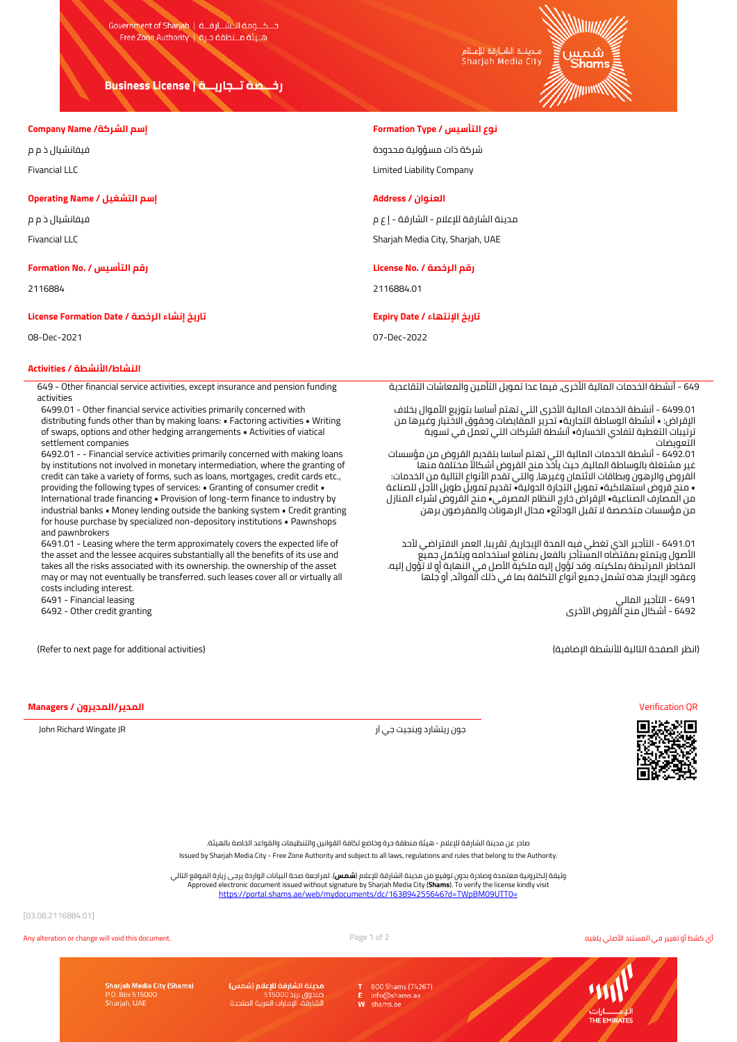Government of Sharjah | حكومة الشارقة
Free Zone Authority | هيئة منطقة حرة

مدينة الشارقة للإعلام
Sharjah Media City

# Business License | رخصة تجارية

**Company Name /إسم الشركة**

فيفانشيال ذ م م

Fivancial LLC

**Formation Type / نوع التأسيس**

شركة ذات مسؤولية محدودة

Limited Liability Company

**Operating Name / إسم التشغيل**

فيفانشيال ذ م م

Fivancial LLC

**Address / العنوان**

مدينة الشارقة للإعلام - الشارقة - إ ع م

Sharjah Media City, Sharjah, UAE

**Formation No. / رقم التأسيس**

2116884

**License No. / رقم الرخصة**

2116884.01

**License Formation Date / تاريخ إنشاء الرخصة**

08-Dec-2021

**Expiry Date / تاريخ الإنتهاء**

07-Dec-2022

**Activities / النشاط/الأنشطة**

649 - Other financial service activities, except insurance and pension funding activities

6499.01 - Other financial service activities primarily concerned with distributing funds other than by making loans: ▪ Factoring activities ▪ Writing of swaps, options and other hedging arrangements ▪ Activities of viatical settlement companies

6492.01 - - Financial service activities primarily concerned with making loans by institutions not involved in monetary intermediation, where the granting of credit can take a variety of forms, such as loans, mortgages, credit cards etc., providing the following types of services: ▪ Granting of consumer credit ▪ International trade financing ▪ Provision of long-term finance to industry by industrial banks ▪ Money lending outside the banking system ▪ Credit granting for house purchase by specialized non-depository institutions ▪ Pawnshops and pawnbrokers

6491.01 - Leasing where the term approximately covers the expected life of the asset and the lessee acquires substantially all the benefits of its use and takes all the risks associated with its ownership. the ownership of the asset may or may not eventually be transferred. such leases cover all or virtually all costs including interest.

6491 - Financial leasing

6492 - Other credit granting

(Refer to next page for additional activities)

649 - أنشطة الخدمات المالية الأخرى، فيما عدا تمويل التأمين والمعاشات التقاعدية

6499.01 - أنشطة الخدمات المالية الأخرى التي تهتم أساسا بتوزيع الأموال بخلاف الإقراض: ▪ أنشطة الوساطة التجارية▪ تحرير المقايضات وحقوق الاختيار وغيرها من ترتيبات التغطية لتفادي الخسارة▪ أنشطة الشركات التي تعمل في تسوية التعويضات

6492.01 - أنشطة الخدمات المالية التي تهتم أساسا بتقديم القروض من مؤسسات غير مشتغلة بالوساطة المالية, حيث يأخذ منح القروض أشكالاً مختلفة منها القروض والرهون وبطاقات الائتمان وغيرها, والتي تقدم الأنواع التالية من الخدمات: ▪ منح قروض استهلاكية▪ تمويل التجارة الدولية▪ تقديم تمويل طويل الأجل للصناعة من المصارف الصناعية▪ الإقراض خارج النظام المصرفي▪ منح القروض لشراء المنازل من مؤسسات متخصصة لا تقبل الودائع▪ محال الرهونات والمقرضون برهن

6491.01 - التأجير الذي تغطي فيه المدة الإيجارية, تقريبا, العمر الافتراضي لأحد الأصول ويتمتع بمقتضاه المستأجر بالفعل بمنافع استخدامه ويتكمل جميع المخاطر المرتبطة بملكيته. وقد تؤول إليه ملكية الأصل في النهاية أو لا تؤول إليه. وعقود الإيجار هذه تشمل جميع أنواع التكلفة بما في ذلك الفوائد, أو جلها

6491 - التأجير المالي

6492 - أشكال منح القروض الأخرى

(انظر الصفحة التالية للأنشطة الإضافية)

**Managers / المدير/المديرون**

| | |
|---|---|
| John Richard Wingate JR | جون ريتشارد وينجيت جي آر |

Verification QR

صادر عن مدينة الشارقة للإعلام - هيئة منطقة حرة وخاضع لكافة القوانين والتنظيمات والقواعد الخاصة بالهيئة.

Issued by Sharjah Media City - Free Zone Authority and subject to all laws, regulations and rules that belong to the Authority.

وثيقة إلكترونية معتمدة وصادرة بدون توقيع من مدينة الشارقة للإعلام (**شمس**). لمراجعة صحة البيانات الواردة يرجى زيارة الموقع التالي

Approved electronic document issued without signature by Sharjah Media City (**Shams**). To verify the license kindly visit

https://portal.shams.ae/web/mydocuments/dc/16389425564​6?d=TWpBM09UTT0=

[03.08.2116884.01]

Any alteration or change will void this document.

أي كشط أو تغيير في المستند الأصلي يلغيه.

**Sharjah Media City (Shams)**
P.O. Box 515000
Sharjah, UAE

**مدينة الشارقة للإعلام (شمس)**
صندوق بريد 515000
الشارقة، الإمارات العربية المتحدة

T 800 Shams (74267)
E info@shams.ae
W shams.ae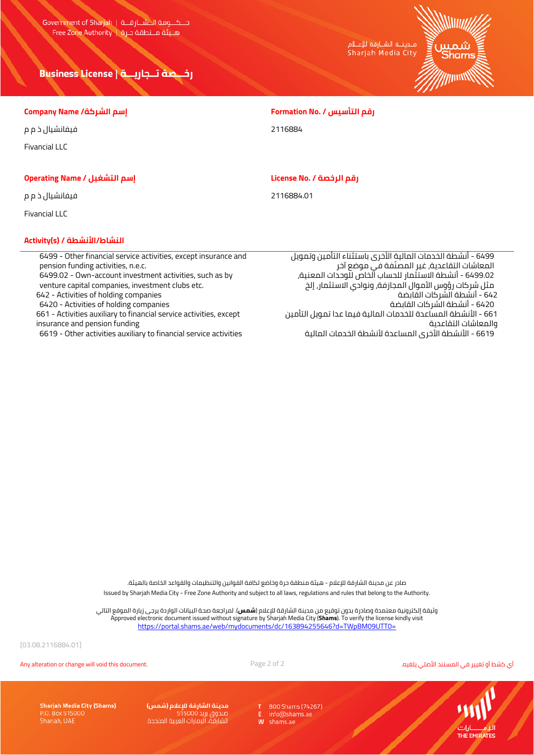Government of Sharjah | حـكـومة الـشـارقـة
Free Zone Authority | هـيئة مـنطقة حـرة

مـدينـة الـشـارقة للإعـلام
Sharjah Media City

# Business License | رخـصة تـجاريـة

**Company Name /إسم الشركة**

فيفانشيال ذ م م

Financial LLC

**Formation No. / رقم التأسيس**

2116884

**Operating Name / إسم التشغيل**

فيفانشيال ذ م م

Financial LLC

**License No. / رقم الرخصة**

2116884.01

**Activity(s) / النشاط/الأنشطة**

6499 - Other financial service activities, except insurance and pension funding activities, n.e.c.
6499.02 - Own-account investment activities, such as by venture capital companies, investment clubs etc.
642 - Activities of holding companies
6420 - Activities of holding companies
661 - Activities auxiliary to financial service activities, except insurance and pension funding
6619 - Other activities auxiliary to financial service activities

6499 - أنشطة الخدمات المالية الأخرى باستثناء التأمين وتمويل المعاشات التقاعدية, غير المصنّفة في موضع آخر
6499.02 - أنشطة الاستثمار للحساب الخاص للوحدات المعنية, مثل شركات رؤوس الأموال المجازفة, ونوادي الاستثمار, إلخ
642 - أنشطة الشركات القابضة
6420 - أنشطة الشركات القابضة
661 - الأنشطة المساعدة للخدمات المالية فيما عدا تمويل التأمين والمعاشات التقاعدية
6619 - الأنشطة الأخرى المساعدة لأنشطة الخدمات المالية

صادر عن مدينة الشارقة للإعلام - هيئة منطقة حرة وخاضع لكافة القوانين والتنظيمات والقواعد الخاصة بالهيئة.
Issued by Sharjah Media City - Free Zone Authority and subject to all laws, regulations and rules that belong to the Authority.

وثيقة إلكترونية معتمدة وصادرة بدون توقيع من مدينة الشارقة للإعلام (**شمس**). لمراجعة صحة البيانات الواردة يرجى زيارة الموقع التالي
Approved electronic document issued without signature by Sharjah Media City (**Shams**). To verify the license kindly visit
https://portal.shams.ae/web/mydocuments/dc/163894255646?d=TWpBMO9UTTO=

[03.08.2116884.01]

Any alteration or change will void this document.

أي كشط أو تغيير في المستند الأصلي يلغيه.

**Sharjah Media City (Shams)**
P.O. Box 515000
Sharjah, UAE

**مدينة الشارقة للإعلام (شمس)**
صندوق بريد 515000
الشارقة، الإمارات العربية المتحدة

T 800 Shams (74267)
E info@shams.ae
W shams.ae